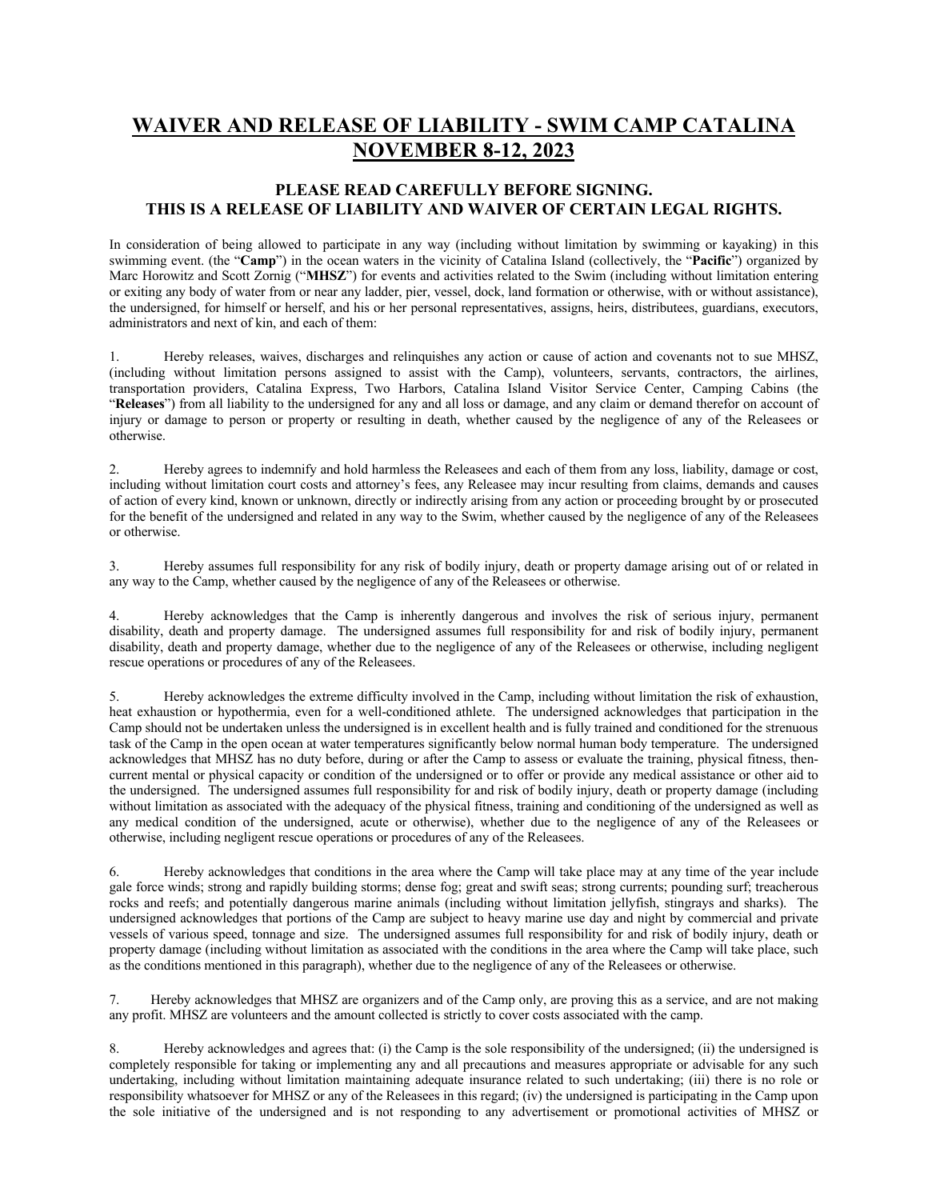# WAIVER AND RELEASE OF LIABILITY - SWIM CAMP CATALINA NOVEMBER 8-12, 2023

## PLEASE READ CAREFULLY BEFORE SIGNING. THIS IS A RELEASE OF LIABILITY AND WAIVER OF CERTAIN LEGAL RIGHTS.

In consideration of being allowed to participate in any way (including without limitation by swimming or kayaking) in this swimming event. (the "**Camp**") in the ocean waters in the vicinity of Catalina Island (collectively, the "**Pacific**") organized by Marc Horowitz and Scott Zornig ("**MHSZ**") for events and activities related to the Swim (including without limitation entering or exiting any body of water from or near any ladder, pier, vessel, dock, land formation or otherwise, with or without assistance), the undersigned, for himself or herself, and his or her personal representatives, assigns, heirs, distributees, guardians, executors, administrators and next of kin, and each of them:

1. Hereby releases, waives, discharges and relinquishes any action or cause of action and covenants not to sue MHSZ, (including without limitation persons assigned to assist with the Camp), volunteers, servants, contractors, the airlines, transportation providers, Catalina Express, Two Harbors, Catalina Island Visitor Service Center, Camping Cabins (the "**Releases**") from all liability to the undersigned for any and all loss or damage, and any claim or demand therefor on account of injury or damage to person or property or resulting in death, whether caused by the negligence of any of the Releasees or otherwise.

2. Hereby agrees to indemnify and hold harmless the Releasees and each of them from any loss, liability, damage or cost, including without limitation court costs and attorney's fees, any Releasee may incur resulting from claims, demands and causes of action of every kind, known or unknown, directly or indirectly arising from any action or proceeding brought by or prosecuted for the benefit of the undersigned and related in any way to the Swim, whether caused by the negligence of any of the Releasees or otherwise.

3. Hereby assumes full responsibility for any risk of bodily injury, death or property damage arising out of or related in any way to the Camp, whether caused by the negligence of any of the Releasees or otherwise.

4. Hereby acknowledges that the Camp is inherently dangerous and involves the risk of serious injury, permanent disability, death and property damage. The undersigned assumes full responsibility for and risk of bodily injury, permanent disability, death and property damage, whether due to the negligence of any of the Releasees or otherwise, including negligent rescue operations or procedures of any of the Releasees.

5. Hereby acknowledges the extreme difficulty involved in the Camp, including without limitation the risk of exhaustion, heat exhaustion or hypothermia, even for a well-conditioned athlete. The undersigned acknowledges that participation in the Camp should not be undertaken unless the undersigned is in excellent health and is fully trained and conditioned for the strenuous task of the Camp in the open ocean at water temperatures significantly below normal human body temperature. The undersigned acknowledges that MHSZ has no duty before, during or after the Camp to assess or evaluate the training, physical fitness, then-current mental or physical capacity or condition of the undersigned or to offer or provide any medical assistance or other aid to the undersigned. The undersigned assumes full responsibility for and risk of bodily injury, death or property damage (including without limitation as associated with the adequacy of the physical fitness, training and conditioning of the undersigned as well as any medical condition of the undersigned, acute or otherwise), whether due to the negligence of any of the Releasees or otherwise, including negligent rescue operations or procedures of any of the Releasees.

6. Hereby acknowledges that conditions in the area where the Camp will take place may at any time of the year include gale force winds; strong and rapidly building storms; dense fog; great and swift seas; strong currents; pounding surf; treacherous rocks and reefs; and potentially dangerous marine animals (including without limitation jellyfish, stingrays and sharks). The undersigned acknowledges that portions of the Camp are subject to heavy marine use day and night by commercial and private vessels of various speed, tonnage and size. The undersigned assumes full responsibility for and risk of bodily injury, death or property damage (including without limitation as associated with the conditions in the area where the Camp will take place, such as the conditions mentioned in this paragraph), whether due to the negligence of any of the Releasees or otherwise.

7. Hereby acknowledges that MHSZ are organizers and of the Camp only, are proving this as a service, and are not making any profit. MHSZ are volunteers and the amount collected is strictly to cover costs associated with the camp.

8. Hereby acknowledges and agrees that: (i) the Camp is the sole responsibility of the undersigned; (ii) the undersigned is completely responsible for taking or implementing any and all precautions and measures appropriate or advisable for any such undertaking, including without limitation maintaining adequate insurance related to such undertaking; (iii) there is no role or responsibility whatsoever for MHSZ or any of the Releasees in this regard; (iv) the undersigned is participating in the Camp upon the sole initiative of the undersigned and is not responding to any advertisement or promotional activities of MHSZ or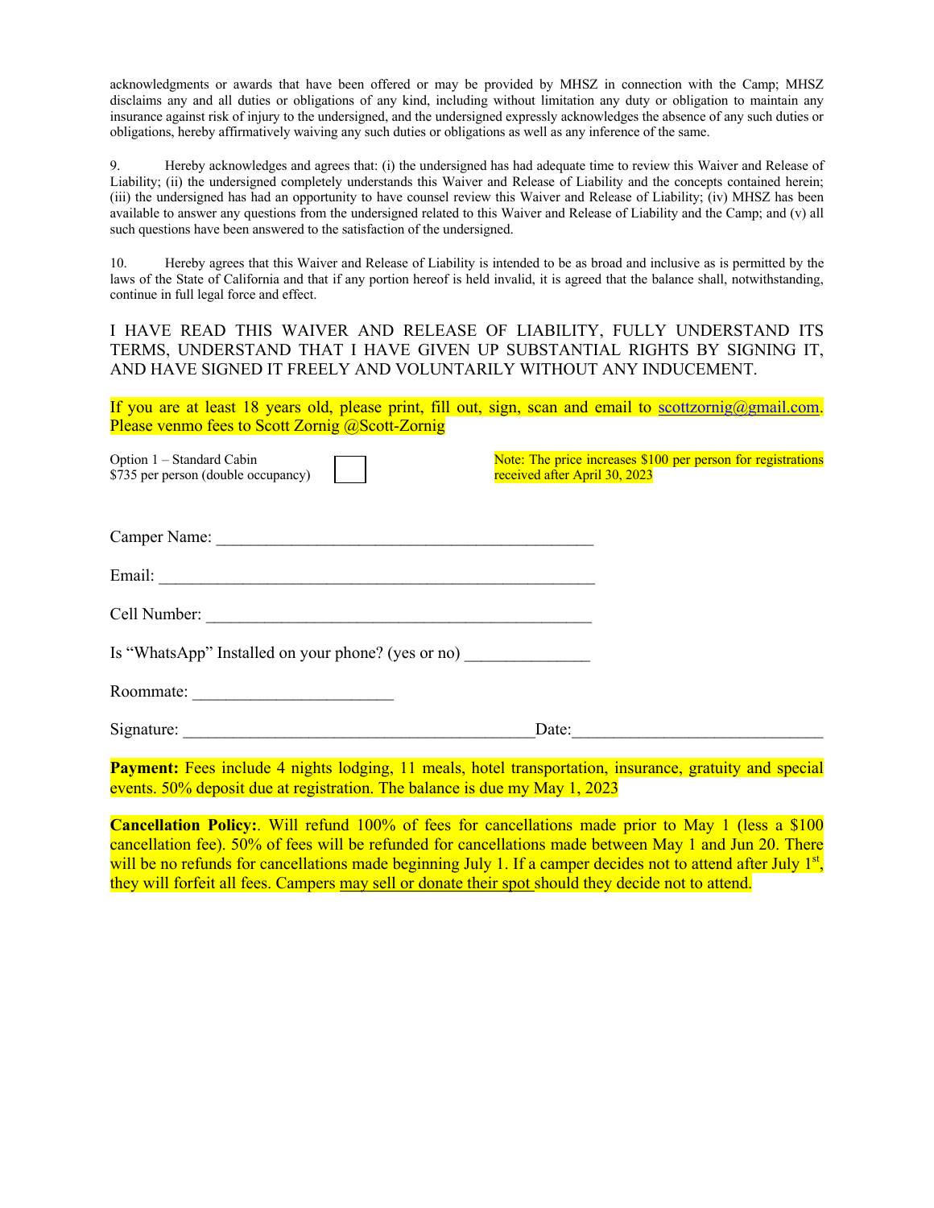acknowledgments or awards that have been offered or may be provided by MHSZ in connection with the Camp; MHSZ disclaims any and all duties or obligations of any kind, including without limitation any duty or obligation to maintain any insurance against risk of injury to the undersigned, and the undersigned expressly acknowledges the absence of any such duties or obligations, hereby affirmatively waiving any such duties or obligations as well as any inference of the same.

9. Hereby acknowledges and agrees that: (i) the undersigned has had adequate time to review this Waiver and Release of Liability; (ii) the undersigned completely understands this Waiver and Release of Liability and the concepts contained herein; (iii) the undersigned has had an opportunity to have counsel review this Waiver and Release of Liability; (iv) MHSZ has been available to answer any questions from the undersigned related to this Waiver and Release of Liability and the Camp; and (v) all such questions have been answered to the satisfaction of the undersigned.

10. Hereby agrees that this Waiver and Release of Liability is intended to be as broad and inclusive as is permitted by the laws of the State of California and that if any portion hereof is held invalid, it is agreed that the balance shall, notwithstanding, continue in full legal force and effect.

I HAVE READ THIS WAIVER AND RELEASE OF LIABILITY, FULLY UNDERSTAND ITS TERMS, UNDERSTAND THAT I HAVE GIVEN UP SUBSTANTIAL RIGHTS BY SIGNING IT, AND HAVE SIGNED IT FREELY AND VOLUNTARILY WITHOUT ANY INDUCEMENT.

If you are at least 18 years old, please print, fill out, sign, scan and email to scottzornig@gmail.com. Please venmo fees to Scott Zornig @Scott-Zornig

Option 1 – Standard Cabin
$735 per person (double occupancy) ☐

Note: The price increases $100 per person for registrations received after April 30, 2023

Camper Name: _______________________________________________

Email: _______________________________________________________

Cell Number: _________________________________________________

Is "WhatsApp" Installed on your phone? (yes or no) ______________

Roommate: ________________________

Signature: ___________________________________________Date:_____________________________

**Payment:** Fees include 4 nights lodging, 11 meals, hotel transportation, insurance, gratuity and special events. 50% deposit due at registration. The balance is due my May 1, 2023

**Cancellation Policy:**. Will refund 100% of fees for cancellations made prior to May 1 (less a $100 cancellation fee). 50% of fees will be refunded for cancellations made between May 1 and Jun 20. There will be no refunds for cancellations made beginning July 1. If a camper decides not to attend after July 1st, they will forfeit all fees. Campers may sell or donate their spot should they decide not to attend.